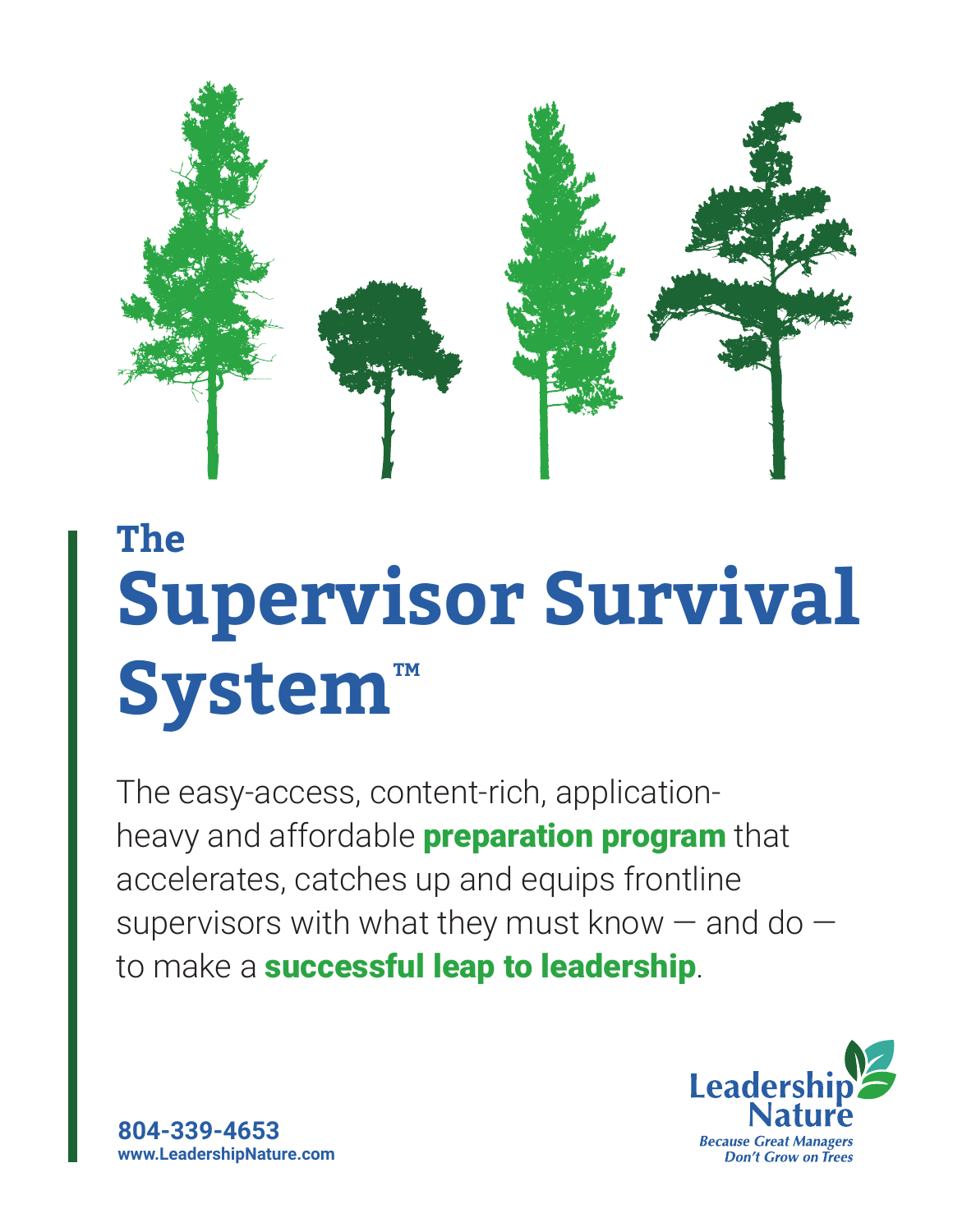# The Supervisor Survival System™

The easy-access, content-rich, application-heavy and affordable **preparation program** that accelerates, catches up and equips frontline supervisors with what they must know — and do — to make a **successful leap to leadership**.

Leadership Nature

*Because Great Managers Don't Grow on Trees*

**804-339-4653**
**www.LeadershipNature.com**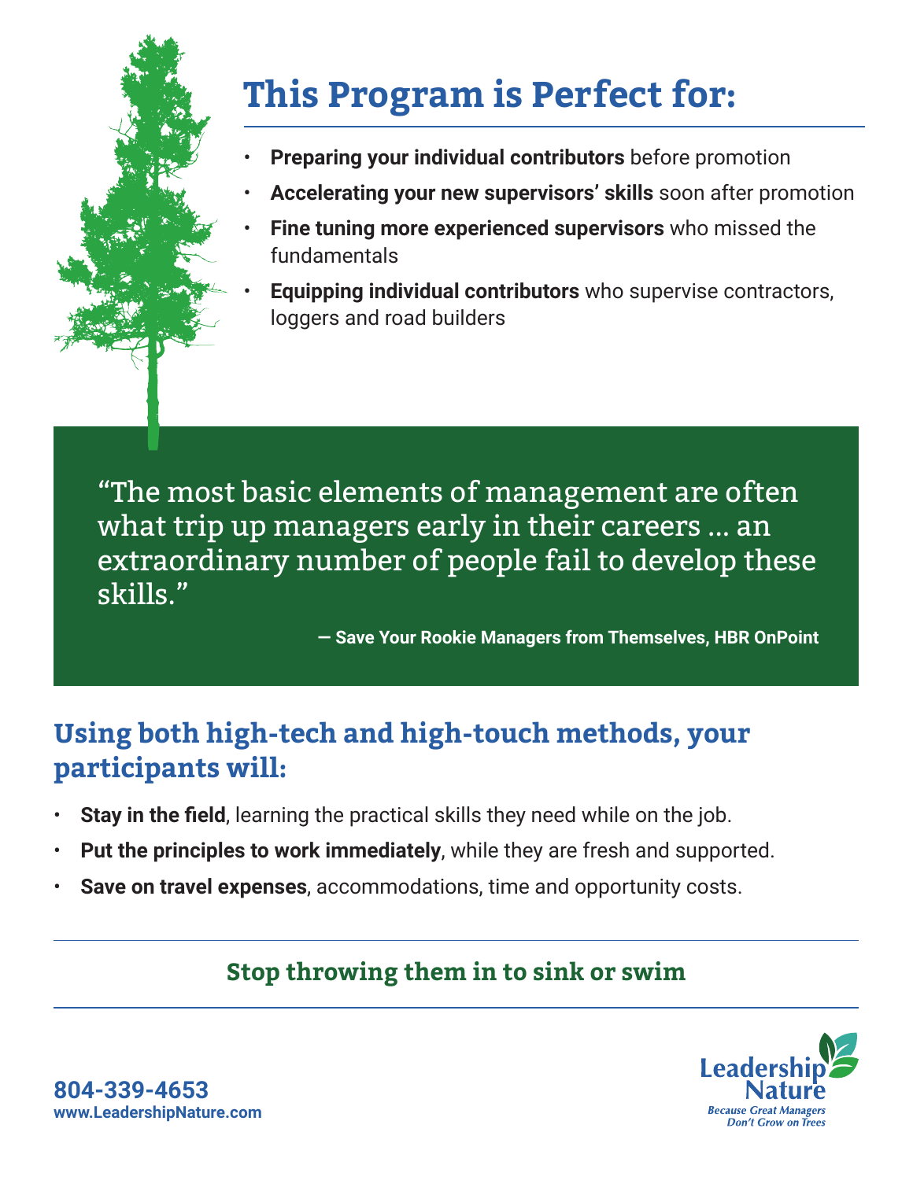# This Program is Perfect for:

- **Preparing your individual contributors** before promotion
- **Accelerating your new supervisors' skills** soon after promotion
- **Fine tuning more experienced supervisors** who missed the fundamentals
- **Equipping individual contributors** who supervise contractors, loggers and road builders

> "The most basic elements of management are often what trip up managers early in their careers ... an extraordinary number of people fail to develop these skills."
>
> **— Save Your Rookie Managers from Themselves, HBR OnPoint**

## Using both high-tech and high-touch methods, your participants will:

- **Stay in the field**, learning the practical skills they need while on the job.
- **Put the principles to work immediately**, while they are fresh and supported.
- **Save on travel expenses**, accommodations, time and opportunity costs.

### Stop throwing them in to sink or swim

**804-339-4653**
**www.LeadershipNature.com**

Leadership Nature
*Because Great Managers Don't Grow on Trees*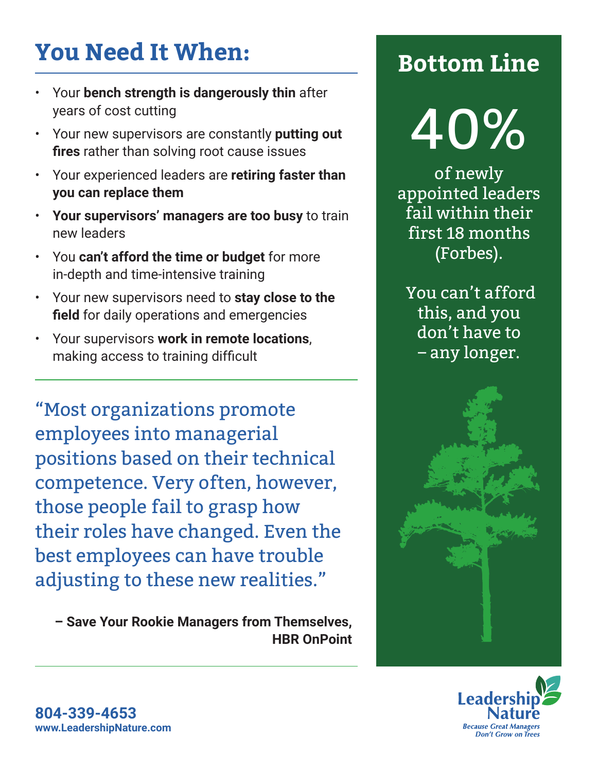## You Need It When:

- Your **bench strength is dangerously thin** after years of cost cutting
- Your new supervisors are constantly **putting out fires** rather than solving root cause issues
- Your experienced leaders are **retiring faster than you can replace them**
- **Your supervisors' managers are too busy** to train new leaders
- You **can't afford the time or budget** for more in-depth and time-intensive training
- Your new supervisors need to **stay close to the field** for daily operations and emergencies
- Your supervisors **work in remote locations**, making access to training difficult

"Most organizations promote employees into managerial positions based on their technical competence. Very often, however, those people fail to grasp how their roles have changed. Even the best employees can have trouble adjusting to these new realities."

**– Save Your Rookie Managers from Themselves, HBR OnPoint**

## Bottom Line

40%

of newly appointed leaders fail within their first 18 months (Forbes).

You can't afford this, and you don't have to – any longer.

**804-339-4653**
**www.LeadershipNature.com**

Leadership Nature
*Because Great Managers Don't Grow on Trees*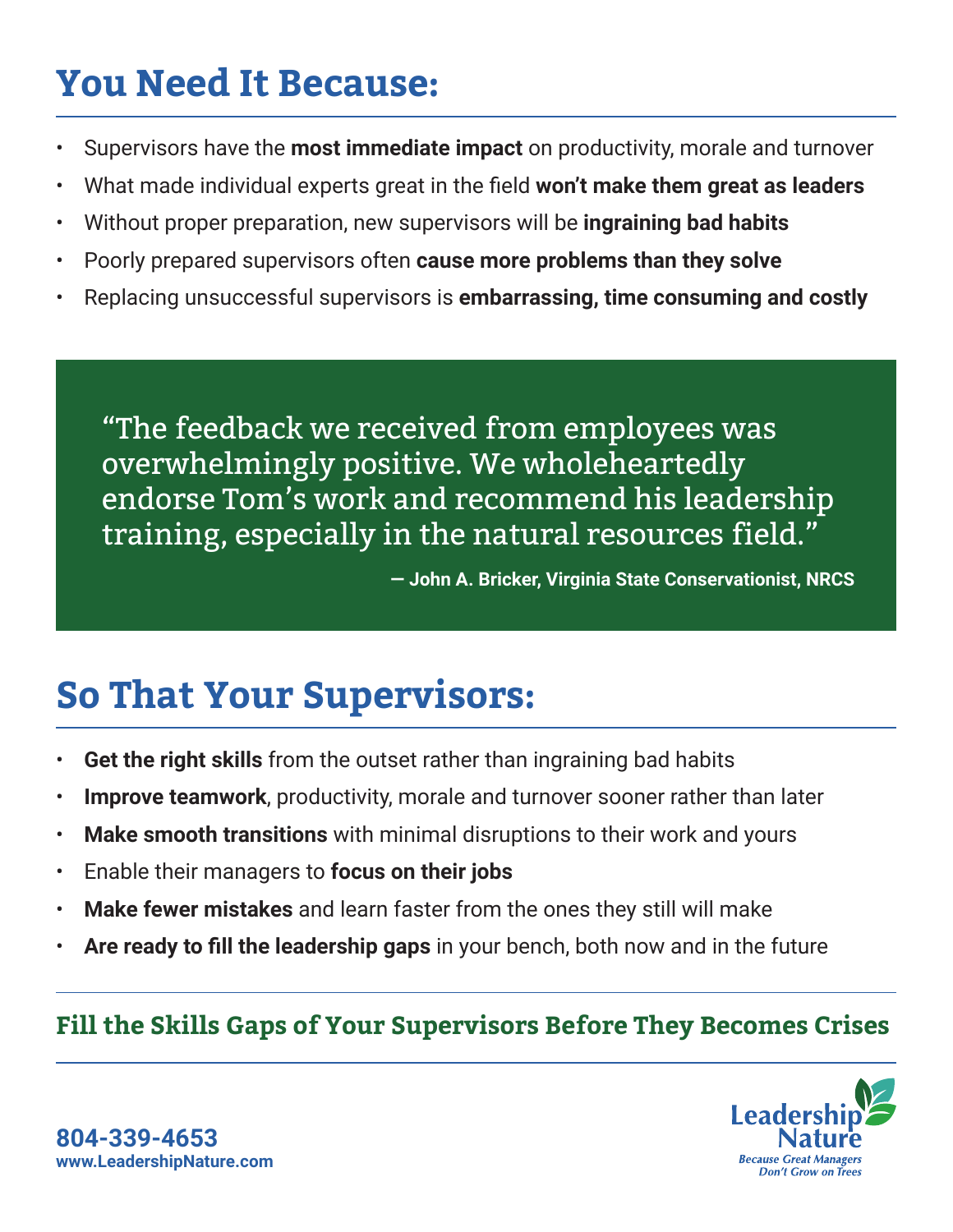# You Need It Because:

- Supervisors have the **most immediate impact** on productivity, morale and turnover
- What made individual experts great in the field **won't make them great as leaders**
- Without proper preparation, new supervisors will be **ingraining bad habits**
- Poorly prepared supervisors often **cause more problems than they solve**
- Replacing unsuccessful supervisors is **embarrassing, time consuming and costly**

> "The feedback we received from employees was overwhelmingly positive. We wholeheartedly endorse Tom's work and recommend his leadership training, especially in the natural resources field."
>
> **— John A. Bricker, Virginia State Conservationist, NRCS**

# So That Your Supervisors:

- **Get the right skills** from the outset rather than ingraining bad habits
- **Improve teamwork**, productivity, morale and turnover sooner rather than later
- **Make smooth transitions** with minimal disruptions to their work and yours
- Enable their managers to **focus on their jobs**
- **Make fewer mistakes** and learn faster from the ones they still will make
- **Are ready to fill the leadership gaps** in your bench, both now and in the future

## Fill the Skills Gaps of Your Supervisors Before They Becomes Crises

**804-339-4653**
**www.LeadershipNature.com**

Leadership Nature
*Because Great Managers Don't Grow on Trees*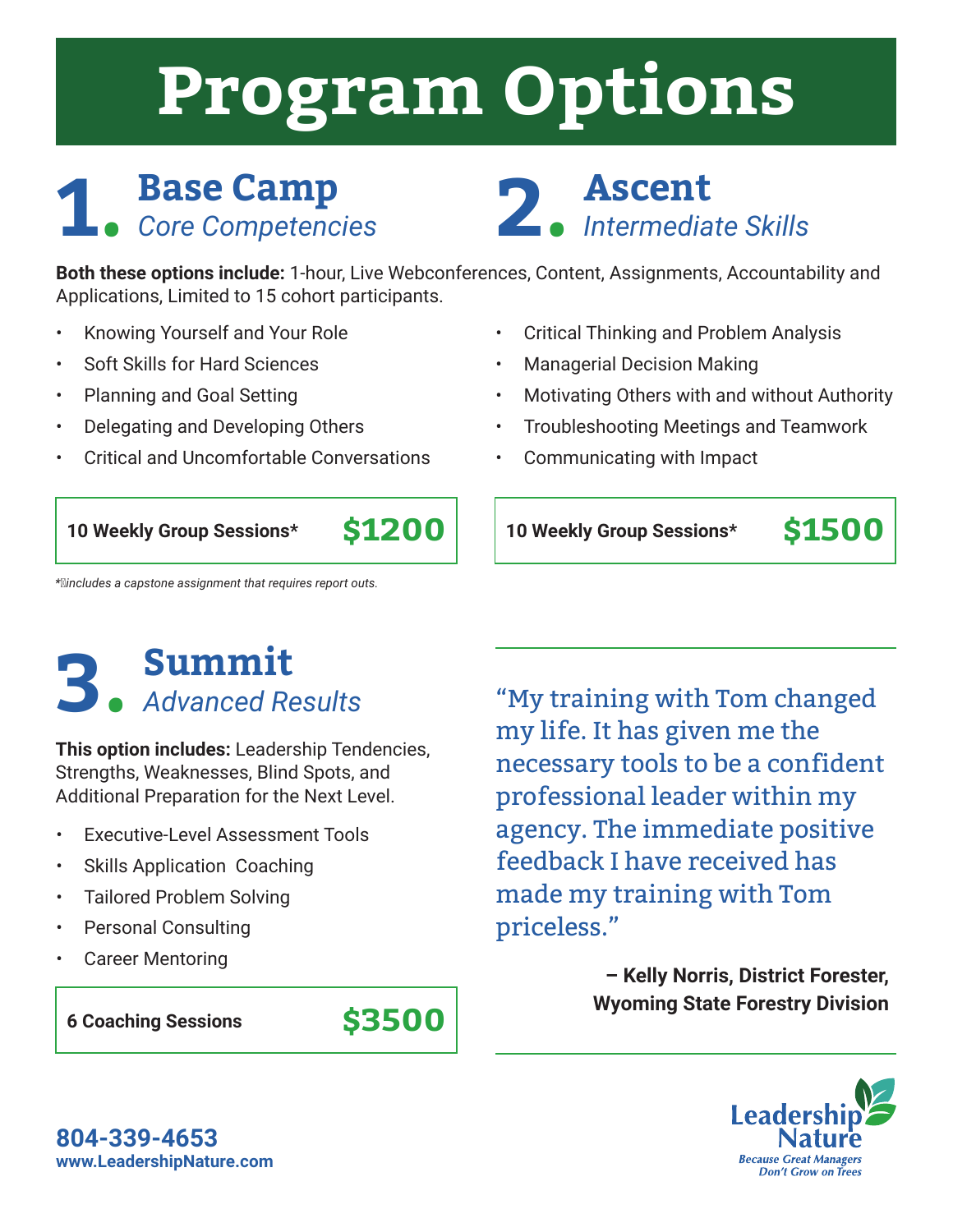# Program Options

## 1. Base Camp
*Core Competencies*

## 2. Ascent
*Intermediate Skills*

**Both these options include:** 1-hour, Live Webconferences, Content, Assignments, Accountability and Applications, Limited to 15 cohort participants.

**Base Camp**

- Knowing Yourself and Your Role
- Soft Skills for Hard Sciences
- Planning and Goal Setting
- Delegating and Developing Others
- Critical and Uncomfortable Conversations

**10 Weekly Group Sessions*** **$1200**

**Ascent**

- Critical Thinking and Problem Analysis
- Managerial Decision Making
- Motivating Others with and without Authority
- Troubleshooting Meetings and Teamwork
- Communicating with Impact

**10 Weekly Group Sessions*** **$1500**

**includes a capstone assignment that requires report outs.*

## 3. Summit
*Advanced Results*

**This option includes:** Leadership Tendencies, Strengths, Weaknesses, Blind Spots, and Additional Preparation for the Next Level.

- Executive-Level Assessment Tools
- Skills Application  Coaching
- Tailored Problem Solving
- Personal Consulting
- Career Mentoring

**6 Coaching Sessions** **$3500**

"My training with Tom changed my life. It has given me the necessary tools to be a confident professional leader within my agency. The immediate positive feedback I have received has made my training with Tom priceless."

**– Kelly Norris, District Forester, Wyoming State Forestry Division**

**804-339-4653**
**www.LeadershipNature.com**

Leadership Nature
*Because Great Managers Don't Grow on Trees*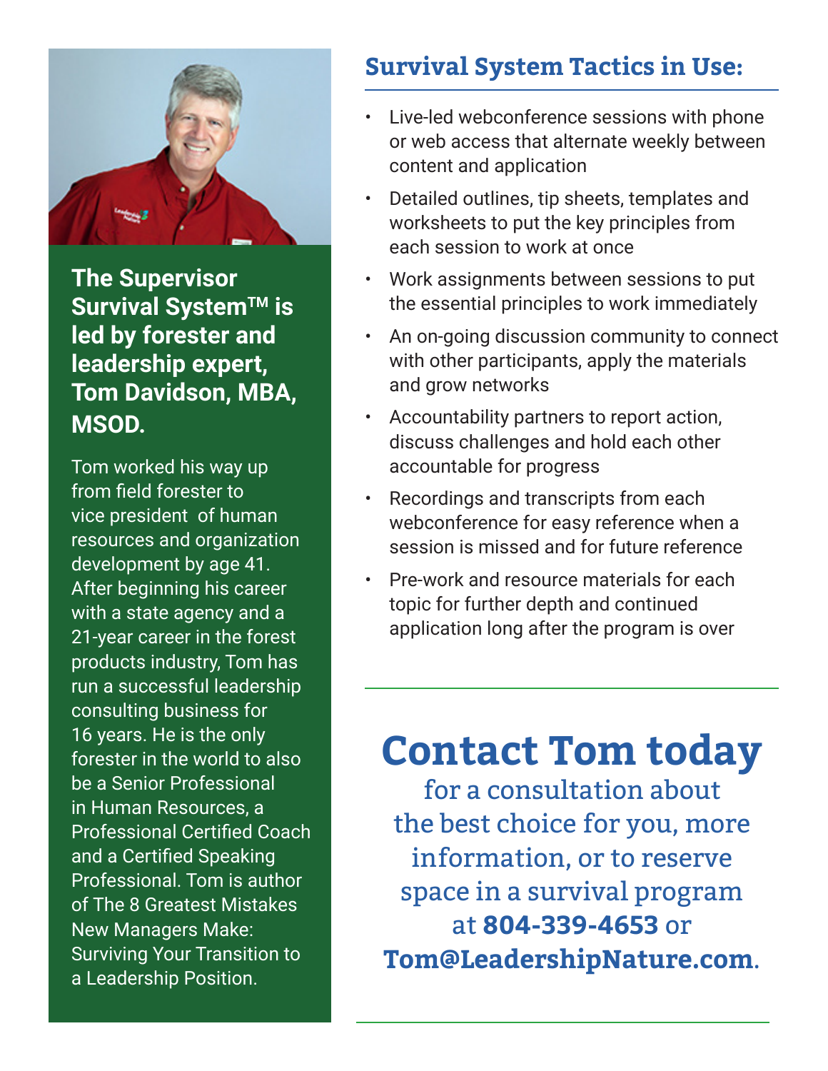**The Supervisor Survival System™ is led by forester and leadership expert, Tom Davidson, MBA, MSOD.**

Tom worked his way up from field forester to vice president of human resources and organization development by age 41. After beginning his career with a state agency and a 21-year career in the forest products industry, Tom has run a successful leadership consulting business for 16 years. He is the only forester in the world to also be a Senior Professional in Human Resources, a Professional Certified Coach and a Certified Speaking Professional. Tom is author of The 8 Greatest Mistakes New Managers Make: Surviving Your Transition to a Leadership Position.

## Survival System Tactics in Use:

- Live-led webconference sessions with phone or web access that alternate weekly between content and application
- Detailed outlines, tip sheets, templates and worksheets to put the key principles from each session to work at once
- Work assignments between sessions to put the essential principles to work immediately
- An on-going discussion community to connect with other participants, apply the materials and grow networks
- Accountability partners to report action, discuss challenges and hold each other accountable for progress
- Recordings and transcripts from each webconference for easy reference when a session is missed and for future reference
- Pre-work and resource materials for each topic for further depth and continued application long after the program is over

# Contact Tom today

for a consultation about the best choice for you, more information, or to reserve space in a survival program at **804-339-4653** or **Tom@LeadershipNature.com**.